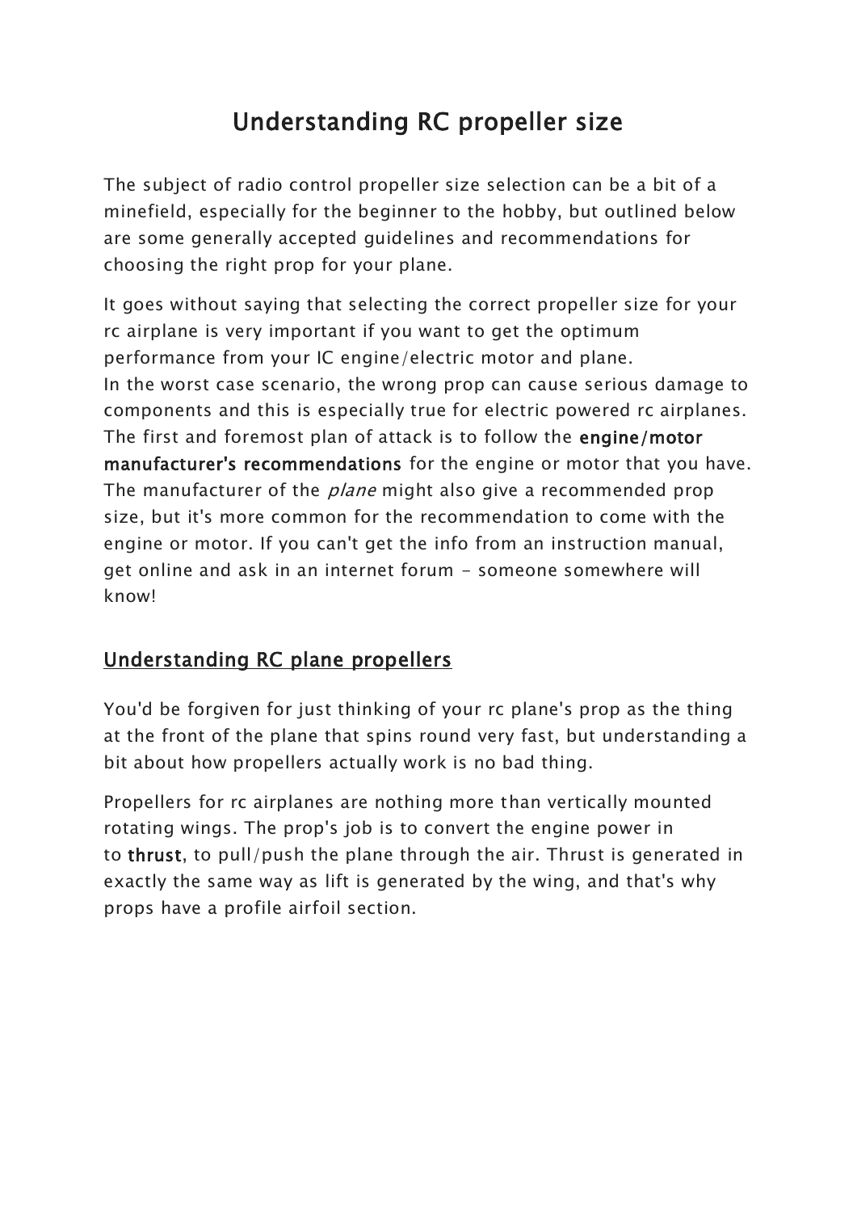# Understanding RC propeller size

The subject of radio control propeller size selection can be a bit of a minefield, especially for the beginner to the hobby, but outlined below are some generally accepted guidelines and recommendations for choosing the right prop for your plane.

It goes without saying that selecting the correct propeller size for your rc airplane is very important if you want to get the optimum performance from your IC engine/electric motor and plane.
In the worst case scenario, the wrong prop can cause serious damage to components and this is especially true for electric powered rc airplanes.
The first and foremost plan of attack is to follow the **engine/motor manufacturer's recommendations** for the engine or motor that you have. The manufacturer of the *plane* might also give a recommended prop size, but it's more common for the recommendation to come with the engine or motor. If you can't get the info from an instruction manual, get online and ask in an internet forum - someone somewhere will know!

## Understanding RC plane propellers

You'd be forgiven for just thinking of your rc plane's prop as the thing at the front of the plane that spins round very fast, but understanding a bit about how propellers actually work is no bad thing.

Propellers for rc airplanes are nothing more than vertically mounted rotating wings. The prop's job is to convert the engine power in to **thrust**, to pull/push the plane through the air. Thrust is generated in exactly the same way as lift is generated by the wing, and that's why props have a profile airfoil section.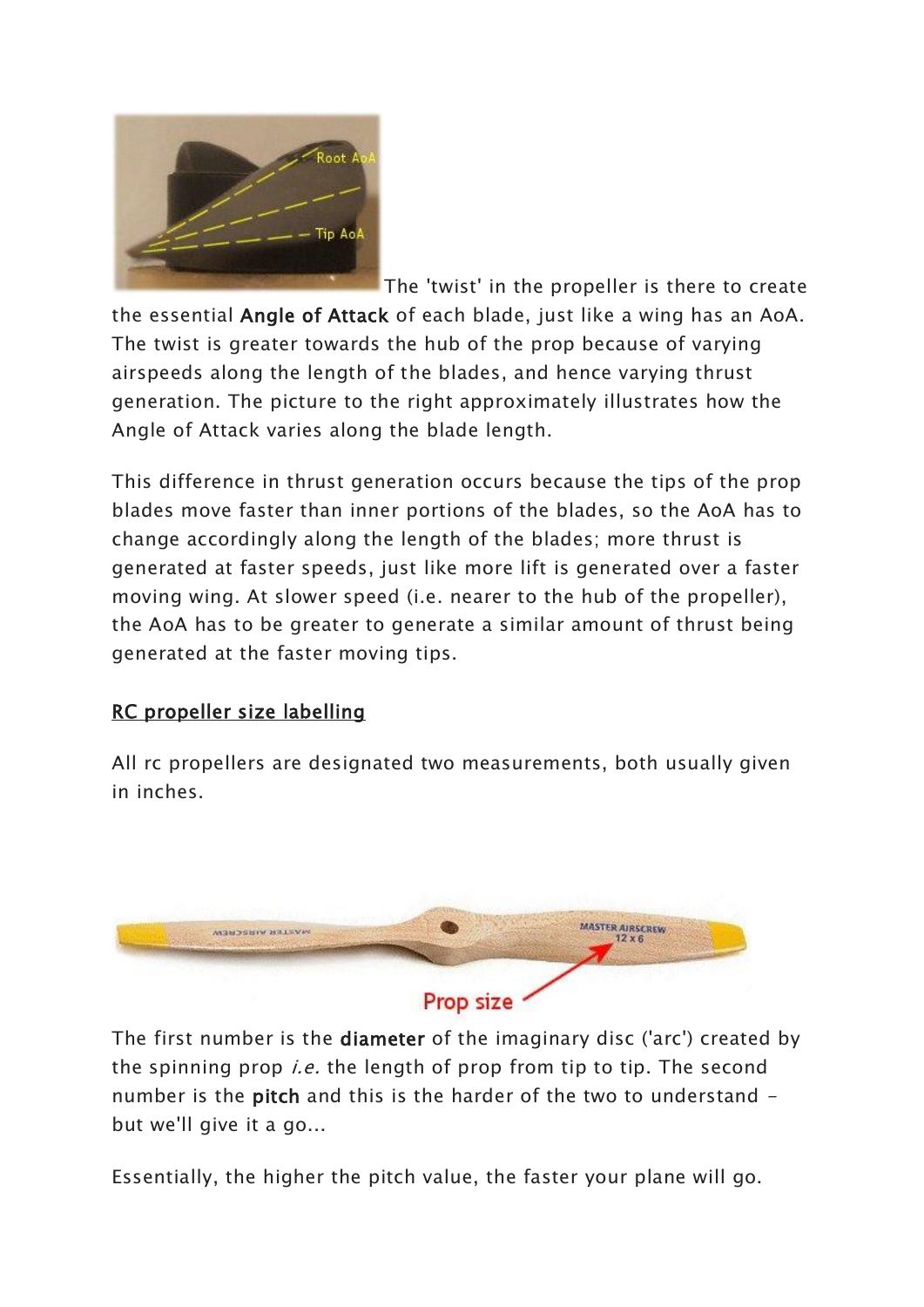The 'twist' in the propeller is there to create the essential **Angle of Attack** of each blade, just like a wing has an AoA. The twist is greater towards the hub of the prop because of varying airspeeds along the length of the blades, and hence varying thrust generation. The picture to the right approximately illustrates how the Angle of Attack varies along the blade length.

This difference in thrust generation occurs because the tips of the prop blades move faster than inner portions of the blades, so the AoA has to change accordingly along the length of the blades; more thrust is generated at faster speeds, just like more lift is generated over a faster moving wing. At slower speed (i.e. nearer to the hub of the propeller), the AoA has to be greater to generate a similar amount of thrust being generated at the faster moving tips.

## RC propeller size labelling

All rc propellers are designated two measurements, both usually given in inches.

The first number is the **diameter** of the imaginary disc ('arc') created by the spinning prop *i.e.* the length of prop from tip to tip. The second number is the **pitch** and this is the harder of the two to understand - but we'll give it a go...

Essentially, the higher the pitch value, the faster your plane will go.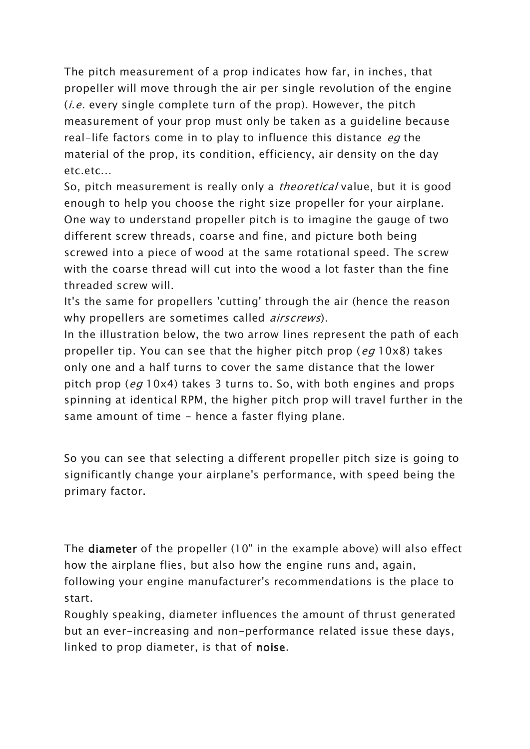The pitch measurement of a prop indicates how far, in inches, that propeller will move through the air per single revolution of the engine (*i.e.* every single complete turn of the prop). However, the pitch measurement of your prop must only be taken as a guideline because real-life factors come in to play to influence this distance *eg* the material of the prop, its condition, efficiency, air density on the day etc.etc...

So, pitch measurement is really only a *theoretical* value, but it is good enough to help you choose the right size propeller for your airplane.

One way to understand propeller pitch is to imagine the gauge of two different screw threads, coarse and fine, and picture both being screwed into a piece of wood at the same rotational speed. The screw with the coarse thread will cut into the wood a lot faster than the fine threaded screw will.

It's the same for propellers 'cutting' through the air (hence the reason why propellers are sometimes called *airscrews*).

In the illustration below, the two arrow lines represent the path of each propeller tip. You can see that the higher pitch prop (*eg* 10x8) takes only one and a half turns to cover the same distance that the lower pitch prop (*eg* 10x4) takes 3 turns to. So, with both engines and props spinning at identical RPM, the higher pitch prop will travel further in the same amount of time - hence a faster flying plane.

So you can see that selecting a different propeller pitch size is going to significantly change your airplane's performance, with speed being the primary factor.

The **diameter** of the propeller (10" in the example above) will also effect how the airplane flies, but also how the engine runs and, again, following your engine manufacturer's recommendations is the place to start.

Roughly speaking, diameter influences the amount of thrust generated but an ever-increasing and non-performance related issue these days, linked to prop diameter, is that of **noise**.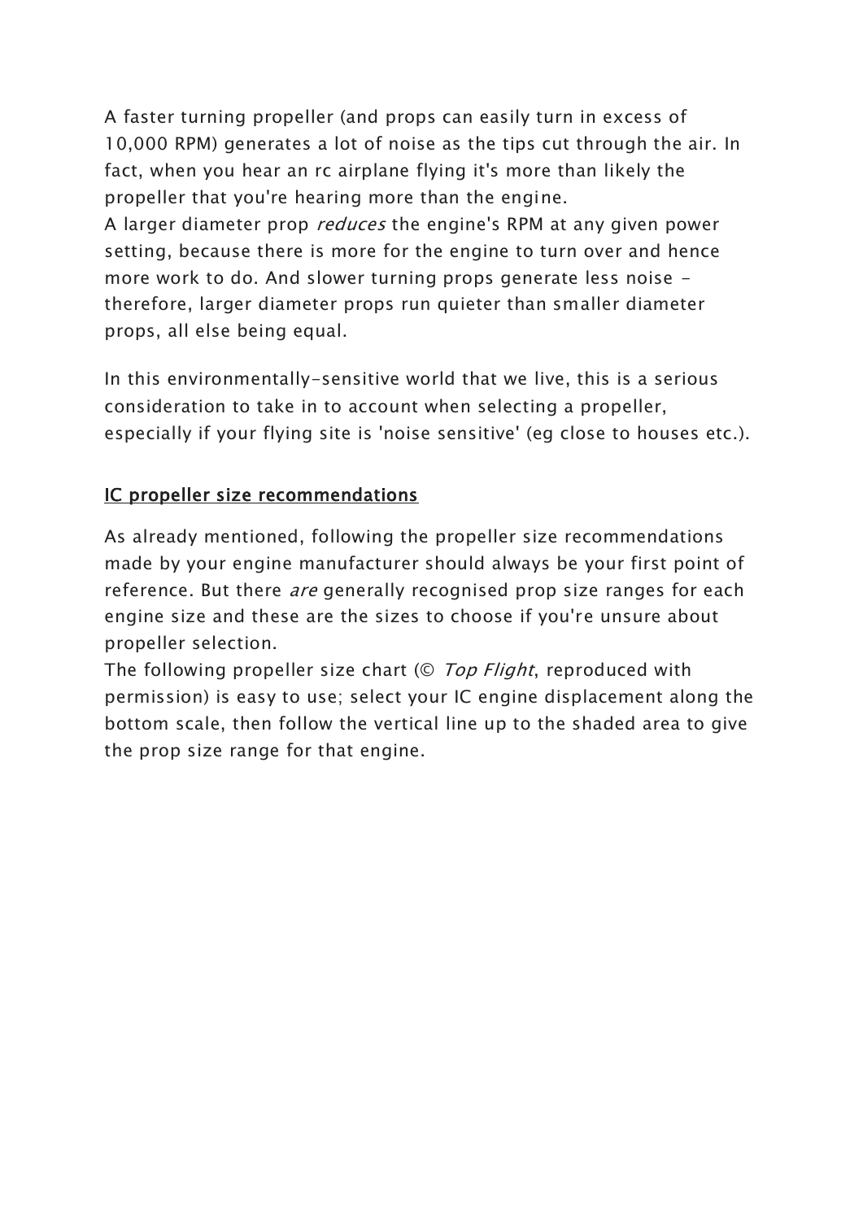A faster turning propeller (and props can easily turn in excess of 10,000 RPM) generates a lot of noise as the tips cut through the air. In fact, when you hear an rc airplane flying it's more than likely the propeller that you're hearing more than the engine.

A larger diameter prop *reduces* the engine's RPM at any given power setting, because there is more for the engine to turn over and hence more work to do. And slower turning props generate less noise - therefore, larger diameter props run quieter than smaller diameter props, all else being equal.

In this environmentally-sensitive world that we live, this is a serious consideration to take in to account when selecting a propeller, especially if your flying site is 'noise sensitive' (eg close to houses etc.).

## IC propeller size recommendations

As already mentioned, following the propeller size recommendations made by your engine manufacturer should always be your first point of reference. But there *are* generally recognised prop size ranges for each engine size and these are the sizes to choose if you're unsure about propeller selection.

The following propeller size chart (© *Top Flight*, reproduced with permission) is easy to use; select your IC engine displacement along the bottom scale, then follow the vertical line up to the shaded area to give the prop size range for that engine.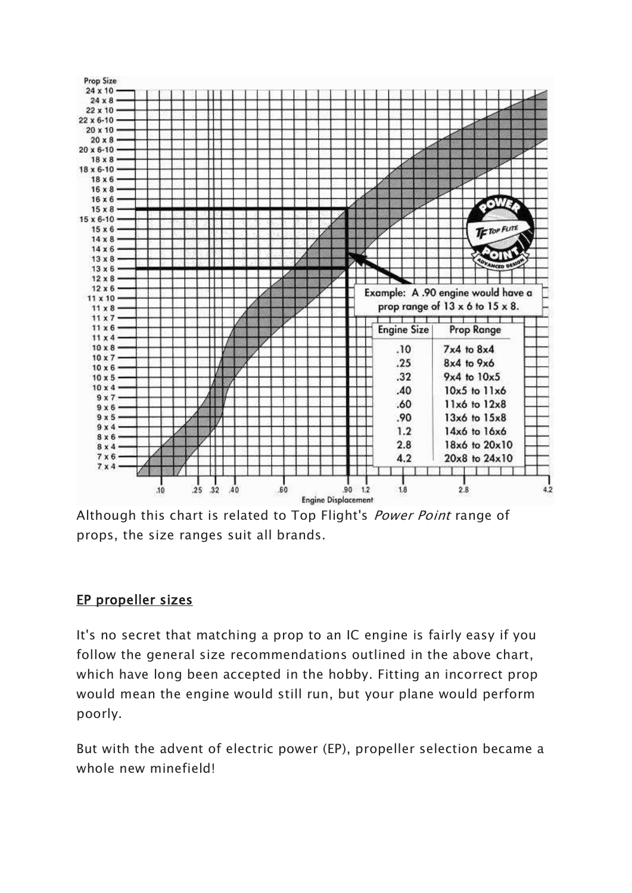Example: A .90 engine would have a prop range of 13 x 6 to 15 x 8.

| Engine Size | Prop Range |
|---|---|
| .10 | 7x4 to 8x4 |
| .25 | 8x4 to 9x6 |
| .32 | 9x4 to 10x5 |
| .40 | 10x5 to 11x6 |
| .60 | 11x6 to 12x8 |
| .90 | 13x6 to 15x8 |
| 1.2 | 14x6 to 16x6 |
| 2.8 | 18x6 to 20x10 |
| 4.2 | 20x8 to 24x10 |

Although this chart is related to Top Flight's *Power Point* range of props, the size ranges suit all brands.

## EP propeller sizes

It's no secret that matching a prop to an IC engine is fairly easy if you follow the general size recommendations outlined in the above chart, which have long been accepted in the hobby. Fitting an incorrect prop would mean the engine would still run, but your plane would perform poorly.

But with the advent of electric power (EP), propeller selection became a whole new minefield!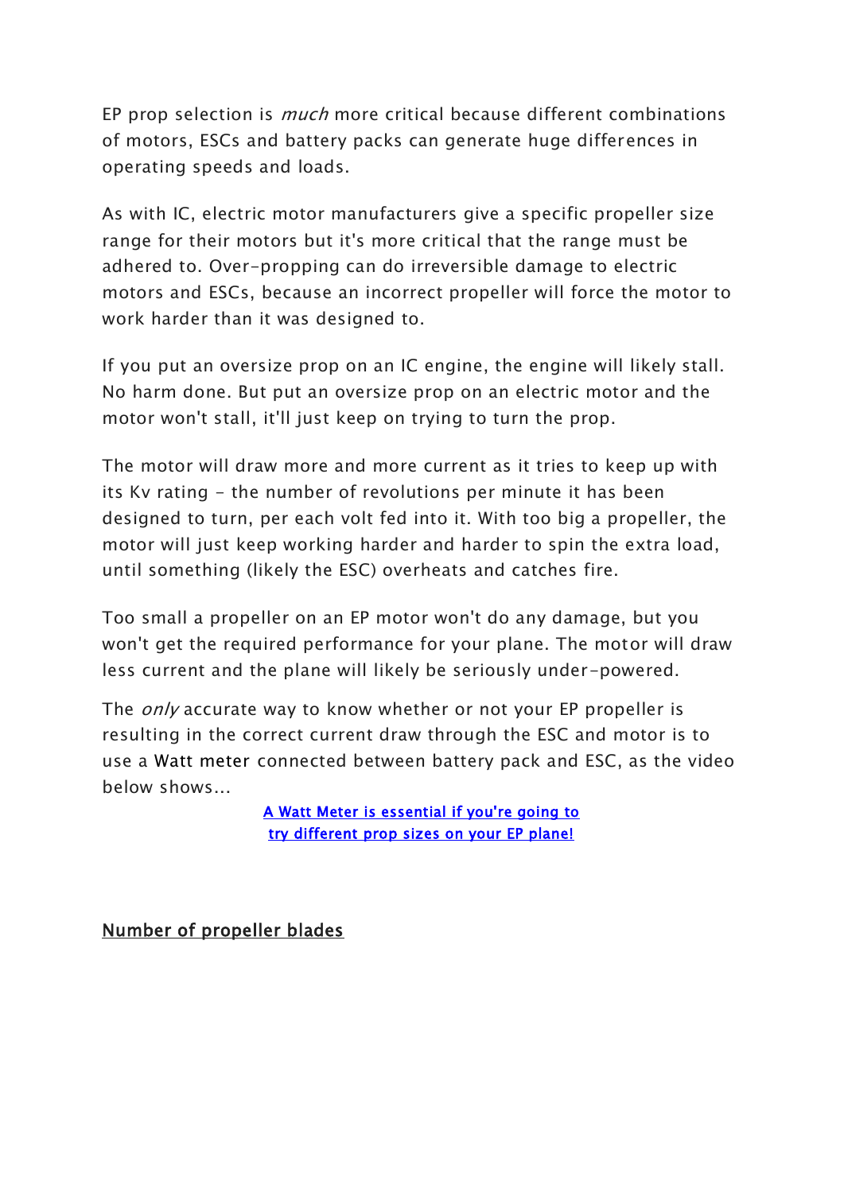EP prop selection is *much* more critical because different combinations of motors, ESCs and battery packs can generate huge differences in operating speeds and loads.

As with IC, electric motor manufacturers give a specific propeller size range for their motors but it's more critical that the range must be adhered to. Over-propping can do irreversible damage to electric motors and ESCs, because an incorrect propeller will force the motor to work harder than it was designed to.

If you put an oversize prop on an IC engine, the engine will likely stall. No harm done. But put an oversize prop on an electric motor and the motor won't stall, it'll just keep on trying to turn the prop.

The motor will draw more and more current as it tries to keep up with its Kv rating - the number of revolutions per minute it has been designed to turn, per each volt fed into it. With too big a propeller, the motor will just keep working harder and harder to spin the extra load, until something (likely the ESC) overheats and catches fire.

Too small a propeller on an EP motor won't do any damage, but you won't get the required performance for your plane. The motor will draw less current and the plane will likely be seriously under-powered.

The *only* accurate way to know whether or not your EP propeller is resulting in the correct current draw through the ESC and motor is to use a Watt meter connected between battery pack and ESC, as the video below shows...

A Watt Meter is essential if you're going to try different prop sizes on your EP plane!

## Number of propeller blades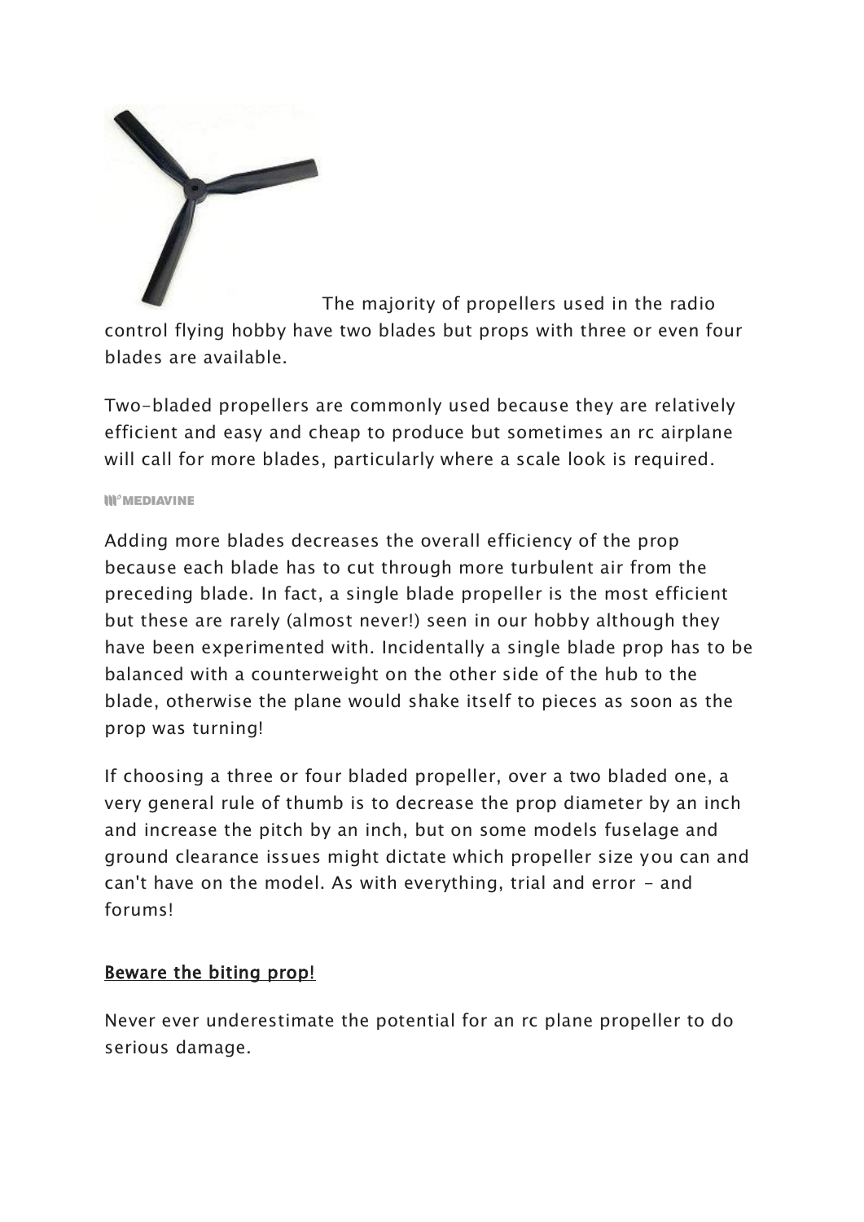The majority of propellers used in the radio control flying hobby have two blades but props with three or even four blades are available.

Two-bladed propellers are commonly used because they are relatively efficient and easy and cheap to produce but sometimes an rc airplane will call for more blades, particularly where a scale look is required.

Adding more blades decreases the overall efficiency of the prop because each blade has to cut through more turbulent air from the preceding blade. In fact, a single blade propeller is the most efficient but these are rarely (almost never!) seen in our hobby although they have been experimented with. Incidentally a single blade prop has to be balanced with a counterweight on the other side of the hub to the blade, otherwise the plane would shake itself to pieces as soon as the prop was turning!

If choosing a three or four bladed propeller, over a two bladed one, a very general rule of thumb is to decrease the prop diameter by an inch and increase the pitch by an inch, but on some models fuselage and ground clearance issues might dictate which propeller size you can and can't have on the model. As with everything, trial and error - and forums!

## Beware the biting prop!

Never ever underestimate the potential for an rc plane propeller to do serious damage.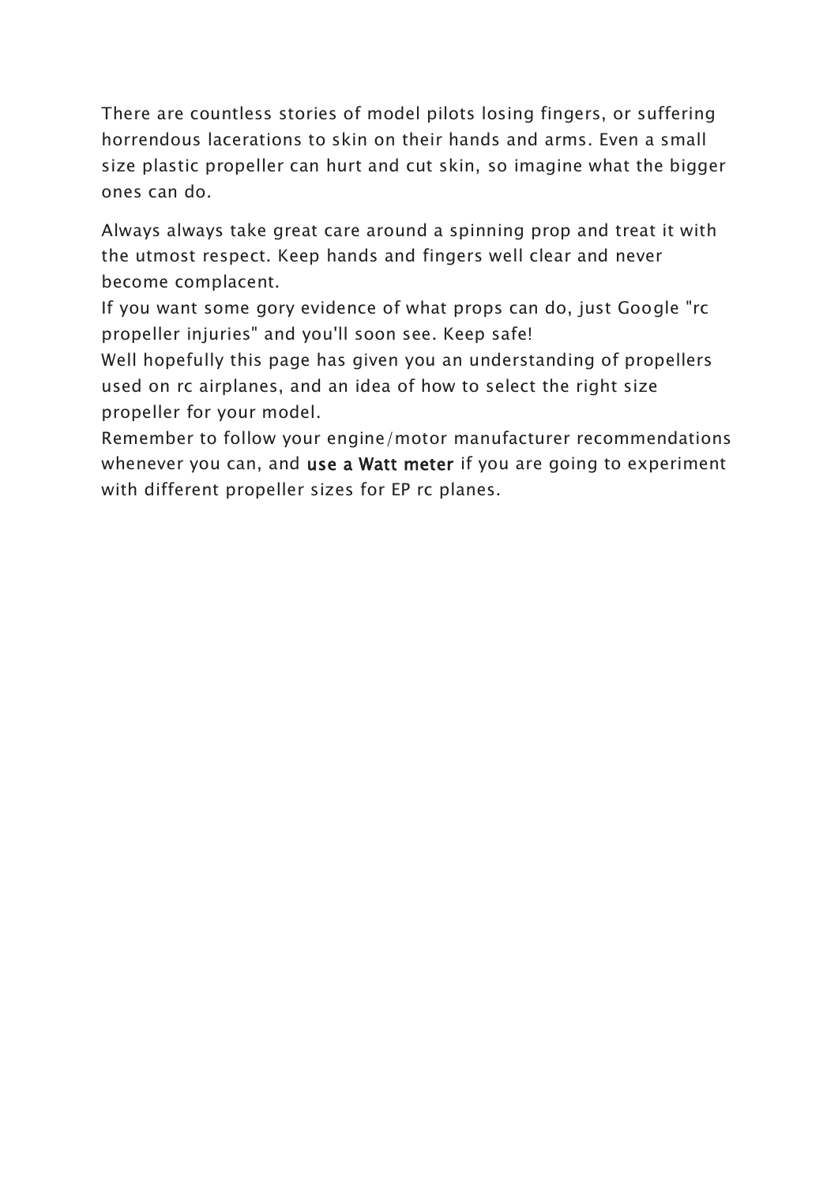There are countless stories of model pilots losing fingers, or suffering horrendous lacerations to skin on their hands and arms. Even a small size plastic propeller can hurt and cut skin, so imagine what the bigger ones can do.

Always always take great care around a spinning prop and treat it with the utmost respect. Keep hands and fingers well clear and never become complacent.

If you want some gory evidence of what props can do, just Google "rc propeller injuries" and you'll soon see. Keep safe!

Well hopefully this page has given you an understanding of propellers used on rc airplanes, and an idea of how to select the right size propeller for your model.

Remember to follow your engine/motor manufacturer recommendations whenever you can, and use a Watt meter if you are going to experiment with different propeller sizes for EP rc planes.